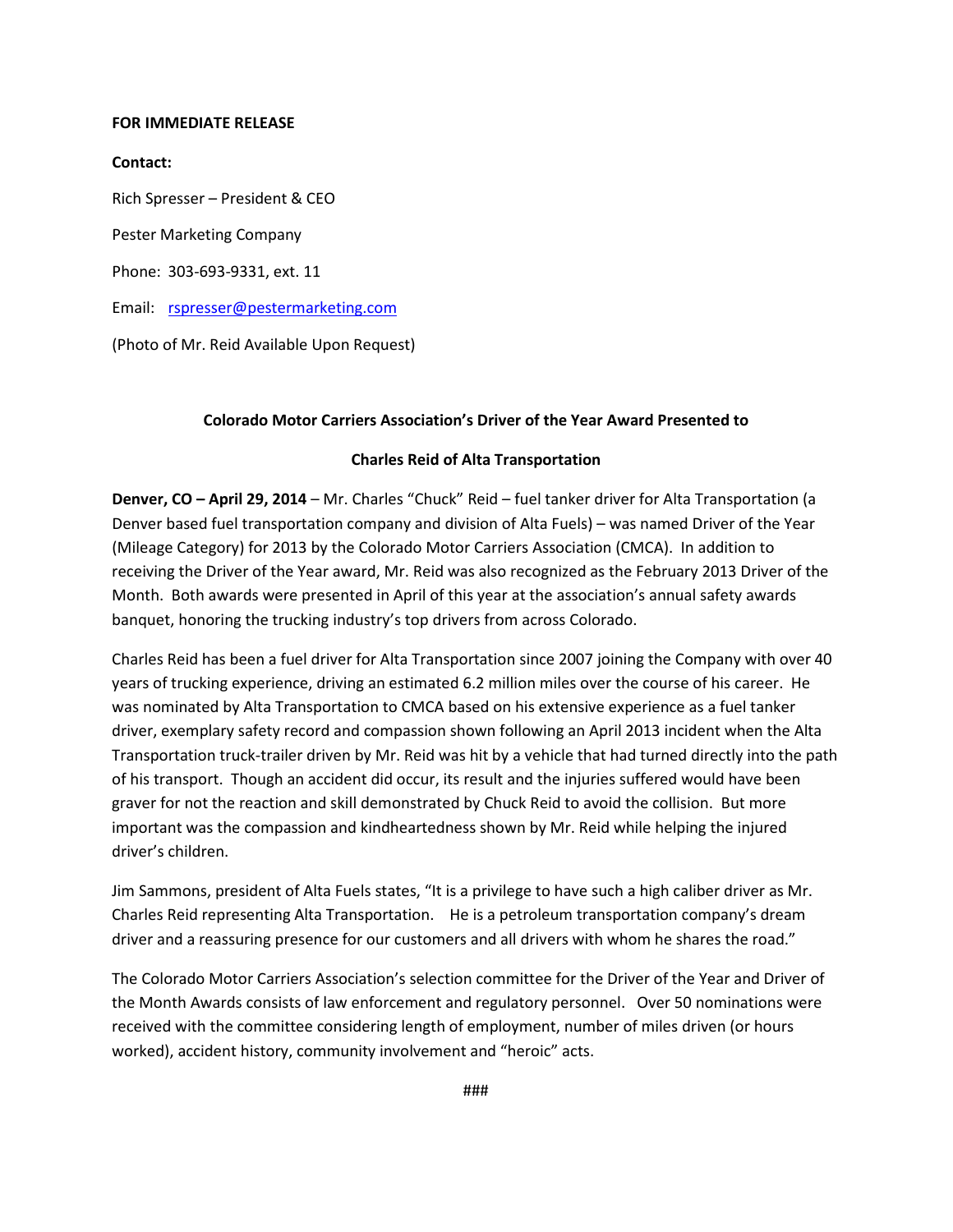**FOR IMMEDIATE RELEASE**

**Contact:**

Rich Spresser – President & CEO

Pester Marketing Company

Phone: 303-693-9331, ext. 11

Email: rspresser@pestermarketing.com

(Photo of Mr. Reid Available Upon Request)

**Colorado Motor Carriers Association's Driver of the Year Award Presented to**

**Charles Reid of Alta Transportation**

**Denver, CO – April 29, 2014** – Mr. Charles "Chuck" Reid – fuel tanker driver for Alta Transportation (a Denver based fuel transportation company and division of Alta Fuels) – was named Driver of the Year (Mileage Category) for 2013 by the Colorado Motor Carriers Association (CMCA). In addition to receiving the Driver of the Year award, Mr. Reid was also recognized as the February 2013 Driver of the Month. Both awards were presented in April of this year at the association's annual safety awards banquet, honoring the trucking industry's top drivers from across Colorado.

Charles Reid has been a fuel driver for Alta Transportation since 2007 joining the Company with over 40 years of trucking experience, driving an estimated 6.2 million miles over the course of his career. He was nominated by Alta Transportation to CMCA based on his extensive experience as a fuel tanker driver, exemplary safety record and compassion shown following an April 2013 incident when the Alta Transportation truck-trailer driven by Mr. Reid was hit by a vehicle that had turned directly into the path of his transport. Though an accident did occur, its result and the injuries suffered would have been graver for not the reaction and skill demonstrated by Chuck Reid to avoid the collision. But more important was the compassion and kindheartedness shown by Mr. Reid while helping the injured driver's children.

Jim Sammons, president of Alta Fuels states, "It is a privilege to have such a high caliber driver as Mr. Charles Reid representing Alta Transportation. He is a petroleum transportation company's dream driver and a reassuring presence for our customers and all drivers with whom he shares the road."

The Colorado Motor Carriers Association's selection committee for the Driver of the Year and Driver of the Month Awards consists of law enforcement and regulatory personnel. Over 50 nominations were received with the committee considering length of employment, number of miles driven (or hours worked), accident history, community involvement and "heroic" acts.

###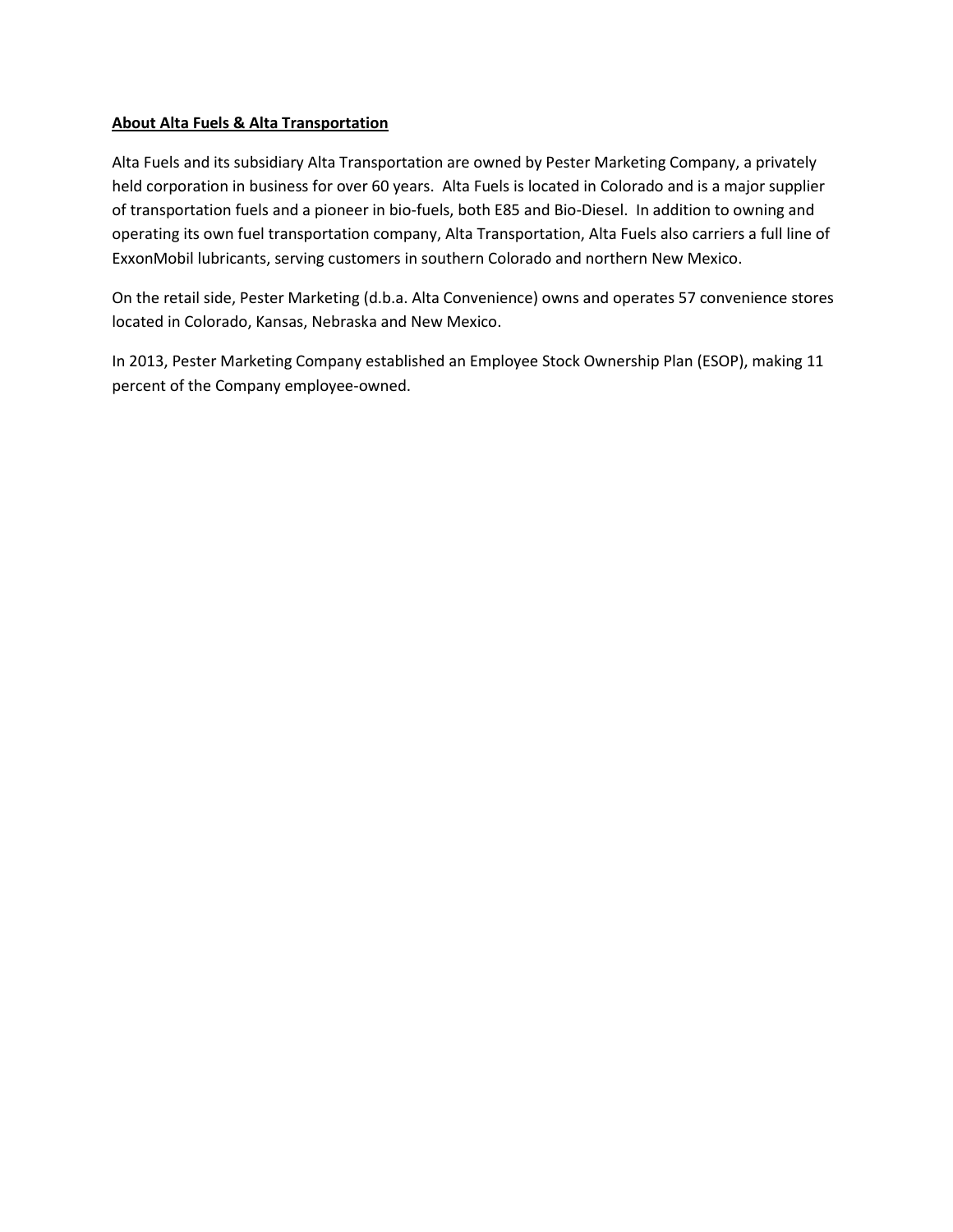**About Alta Fuels & Alta Transportation**

Alta Fuels and its subsidiary Alta Transportation are owned by Pester Marketing Company, a privately held corporation in business for over 60 years. Alta Fuels is located in Colorado and is a major supplier of transportation fuels and a pioneer in bio-fuels, both E85 and Bio-Diesel. In addition to owning and operating its own fuel transportation company, Alta Transportation, Alta Fuels also carriers a full line of ExxonMobil lubricants, serving customers in southern Colorado and northern New Mexico.

On the retail side, Pester Marketing (d.b.a. Alta Convenience) owns and operates 57 convenience stores located in Colorado, Kansas, Nebraska and New Mexico.

In 2013, Pester Marketing Company established an Employee Stock Ownership Plan (ESOP), making 11 percent of the Company employee-owned.